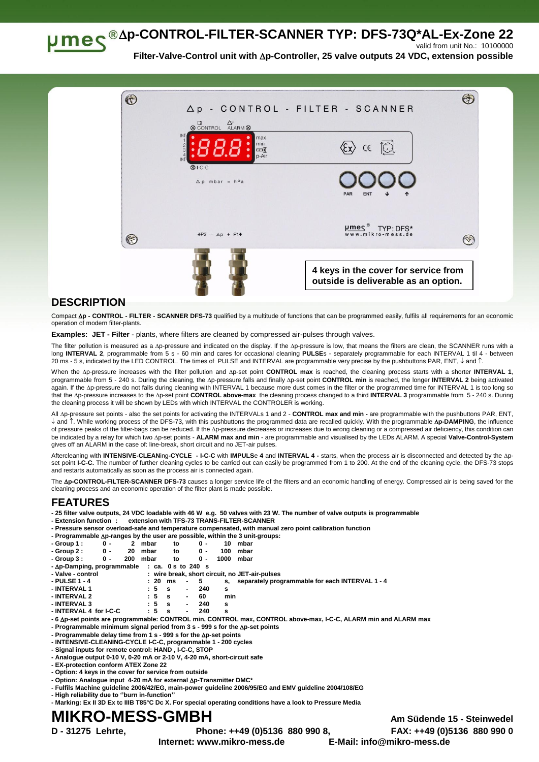# μmes ® Δp-CONTROL-FILTER-SCANNER TYP: DFS-73Q*AL-Ex-Zone 22

valid from unit No.: 10100000

**Filter-Valve-Control unit with Δp-Controller, 25 valve outputs 24 VDC, extension possible**

**4 keys in the cover for service from outside is deliverable as an option.**

## DESCRIPTION

Compact **Δp - CONTROL - FILTER - SCANNER DFS-73** qualified by a multitude of functions that can be programmed easily, fulfils all requirements for an economic operation of modern filter-plants.

**Examples: JET - Filter** - plants, where filters are cleaned by compressed air-pulses through valves.

The filter pollution is measured as a Δp-pressure and indicated on the display. If the Δp-pressure is low, that means the filters are clean, the SCANNER runs with a long **INTERVAL 2**, programmable from 5 s - 60 min and cares for occasional cleaning **PULSE**s - separately programmable for each INTERVAL 1 til 4 - between 20 ms - 5 s, indicated by the LED CONTROL. The times of PULSE and INTERVAL are programmable very precise by the pushbuttons PAR, ENT, ↓ and ↑.

When the Δp-pressure increases with the filter pollution and Δp-set point **CONTROL max** is reached, the cleaning process starts with a shorter **INTERVAL 1**, programmable from 5 - 240 s. During the cleaning, the Δp-pressure falls and finally Δp-set point **CONTROL min** is reached, the longer **INTERVAL 2** being activated again. If the Δp-pressure do not falls during cleaning with INTERVAL 1 because more dust comes in the filter or the programmed time for INTERVAL 1 is too long so that the Δp-pressure increases to the Δp-set point **CONTROL above-max** the cleaning process changed to a third **INTERVAL 3** programmable from 5 - 240 s. During the cleaning process it will be shown by LEDs with which INTERVAL the CONTROLER is working.

All Δp-pressure set points - also the set points for activating the INTERVALs 1 and 2 - **CONTROL max and min -** are programmable with the pushbuttons PAR, ENT, ↓ and ↑. While working process of the DFS-73, with this pushbuttons the programmed data are recalled quickly. With the programmable **Δp-DAMPING**, the influence of pressure peaks of the filter-bags can be reduced. If the Δp-pressure decreases or increases due to wrong cleaning or a compressed air deficiency, this condition can be indicated by a relay for which two Δp-set points - **ALARM max and min** - are programmable and visualised by the LEDs ALARM. A special **Valve-Control-System** gives off an ALARM in the case of: line-break, short circuit and no JET-air pulses.

Aftercleaning with **INTENSIVE-CLEAN**ing-**CYCLE - I-C-C** with **IMPULS**e **4** and **INTERVAL 4 -** starts, when the process air is disconnected and detected by the Δp-set point **I-C-C.** The number of further cleaning cycles to be carried out can easily be programmed from 1 to 200. At the end of the cleaning cycle, the DFS-73 stops and restarts automatically as soon as the process air is connected again.

The **Δp-CONTROL-FILTER-SCANNER DFS-73** causes a longer service life of the filters and an economic handling of energy. Compressed air is being saved for the cleaning process and an economic operation of the filter plant is made possible.

## FEATURES

- **25 filter valve outputs, 24 VDC loadable with 46 W e.g. 50 valves with 23 W. The number of valve outputs is programmable**
- **Extension function : extension with TFS-73 TRANS-FILTER-SCANNER**
- **Pressure sensor overload-safe and temperature compensated, with manual zero point calibration function**
- **Programmable Δp-ranges by the user are possible, within the 3 unit-groups:**
- **Group 1 : 0 - 2 mbar to 0 - 10 mbar**
- **Group 2 : 0 - 20 mbar to 0 - 100 mbar**
- **Group 3 : 0 - 200 mbar to 0 - 1000 mbar**
- **Δp-Damping, programmable : ca. 0 s to 240 s**
- **Valve - control : wire break, short circuit, no JET-air-pulses**
- **PULSE 1 - 4 : 20 ms - 5 s, separately programmable for each INTERVAL 1 - 4**
- **INTERVAL 1 : 5 s - 240 s**
- **INTERVAL 2 : 5 s - 60 min**
- **INTERVAL 3 : 5 s - 240 s**
- **INTERVAL 4 for I-C-C : 5 s - 240 s**
- **6 Δp-set points are programmable: CONTROL min, CONTROL max, CONTROL above-max, I-C-C, ALARM min and ALARM max**
- **Programmable minimum signal period from 3 s - 999 s for the Δp-set points**
- **Programmable delay time from 1 s - 999 s for the Δp-set points**
- **INTENSIVE-CLEANING-CYCLE I-C-C, programmable 1 - 200 cycles**
- **Signal inputs for remote control: HAND , I-C-C, STOP**
- **Analogue output 0-10 V, 0-20 mA or 2-10 V, 4-20 mA, short-circuit safe**
- **EX-protection conform ATEX Zone 22**
- **Option: 4 keys in the cover for service from outside**
- **Option: Analogue input 4-20 mA for external Δp-Transmitter DMC***
- **Fulfils Machine guideline 2006/42/EG, main-power guideline 2006/95/EG and EMV guideline 2004/108/EG**
- **High reliability due to "burn in-function"**
- **Marking: Ex II 3D Ex tc IIIB T85°C Dc X. For special operating conditions have a look to Pressure Media**

**MIKRO-MESS-GMBH** — **Am Südende 15 - Steinwedel**

**D - 31275 Lehrte, Phone: ++49 (0)5136 880 990 8, FAX: ++49 (0)5136 880 990 0**

**Internet: www.mikro-mess.de E-Mail: info@mikro-mess.de**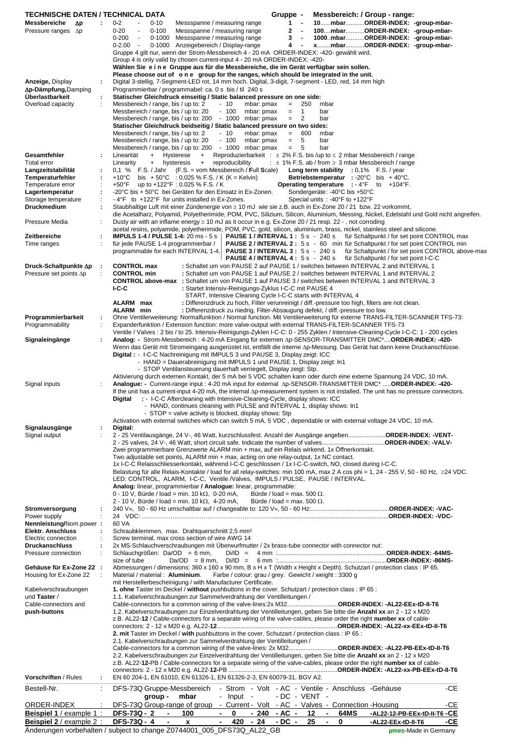## TECHNISCHE DATEN / TECHNICAL DATA

| | | | Gruppe - Messbereich: / Group - range: |
|---|---|---|---|
| **Messbereiche Δp** / Pressure ranges Δp | : | 0-2 - 0-10 Messspanne / measuring range<br>0-20 - 0-100 Messspanne / measuring range<br>0-200 - 0-1000 Messspanne / measuring range<br>0-2.00 - 0-1000 Anzeigebereich / Display-range | **1 - 10......mbar...........ORDER-INDEX: -group-mbar-**<br>**2 - 100.....mbar...........ORDER-INDEX: -group-mbar-**<br>**3 - 1000..mbar...........ORDER-INDEX: -group-mbar-**<br>**4 - x.........mbar...........ORDER-INDEX: -group-mbar-** |

Gruppe 4 gilt nur, wenn der Strom-Messbereich 4 - 20 mA ORDER-INDEX: -420- gewählt wird.
Group 4 is only valid by chosen current-input 4 - 20 mA ORDER-INDEX: -420-
**Wählen Sie e i n e Gruppe aus für die Messbereiche, die im Gerät verfügbar sein sollen.**
**Please choose out of o n e group for the ranges, which should be integrated in the unit.**

**Anzeige,** Display : Digital 3-stellig, 7-Segment-LED rot, 14 mm hoch. Digital, 3-digit, 7-segment - LED, red, 14 mm high

**Δp-Dämpfung,**Damping : Programmierbar / programmabel: ca. 0 s bis / til 240 s

**Überlastbarkeit** / Overload capacity :
**Statischer Gleichdruck einseitig / Static balanced pressure on one side:**
Messbereich / range, bis / up to: 2 - 10 mbar: pmax = 250 mbar
Messbereich / range, bis / up to: 20 - 100 mbar: pmax = 1 bar
Messbereich / range, bis / up to: 200 - 1000 mbar: pmax = 2 bar
**Statischer Gleichdruck beidseitig / Static balanced pressure on two sides:**
Messbereich / range, bis / up to: 2 - 10 mbar: pmax = 600 mbar
Messbereich / range, bis / up to: 20 - 100 mbar: pmax = 5 bar
Messbereich / range, bis / up to: 200 - 1000 mbar: pmax = 5 bar

**Gesamtfehler** / Total error :
Linearität + Hysterese + Reproduzierbarkeit : ± 2% F.S. bis /up to ≤ 2 mbar Messbereich / range
Linearity + hysteresis + reproducibility : ± 1% F.S. ab / from ≥ 3 mbar Messbereich / range

**Langzeitstabilität** : 0,1 % F.S. / Jahr (F.S. = vom Messbereich / **F**ull **S**cale) **Long term stability : 0,1% F.S. / year**

**Temperaturfehler** / Temperature error :
+10°C bis +50°C : 0,025 % F.S. / K (K = Kelvin) **Betriebstemperatur : -20°C bis + 40°C.**
+50°F up to +122°F : 0.025 % F.S. / K **Operating temperature : - 4°F to +104°F.**

**Lagertemperatur** / Storage temperature :
-20°C bis + 50°C bei Geräten für den Einsatz in Ex-Zonen. Sondergeräte: -40°C bis +50°C
- 4°F to +122°F for units installed in Ex-Zones. Special units : -40°F to +122°F

**Druckmedium** : Staubhaltige Luft mit einer Zündenergie von ≥ 10 mJ wie sie z.B. auch in Ex-Zone 20 / 21 bzw. 22 vorkommt, die Acetalharz, Polyamid, Polyetherimide, POM, PVC, Silizium, Silicon, Aluminium, Messing, Nickel, Edelstahl und Gold nicht angreifen.
Pressure Media : Dusty air with an inflame energy ≥ 10 mJ as it occur in e.g. Ex-Zone 20 / 21 resp. 22 - , not corroding acetal resins, polyamide, polyetherimide, POM, PVC, gold, silicon, aluminium, brass, nickel, stainless steel and silicone.

**Zeitbereiche** / Time ranges :
**IMPULS 1-4 / PULSE 1-4:** 20 ms - 5 s für jede PAUSE 1-4 programmierbar / programmable for each INTERVAL 1-4.
**PAUSE 1 / INTERVAL 1 :** 5 s - 240 s für Schaltpunkt / for set point CONTROL max
**PAUSE 2 / INTERVAL 2 :** 5 s - 60 min für Schaltpunkt / for set point CONTROL min
**PAUSE 3 / INTERVAL 3 :** 5 s - 240 s für Schaltpunkt / for set point CONTROL above-max
**PAUSE 4 / INTERVAL 4 :** 5 s - 240 s für Schaltpunkt / for set point I-C-C

**Druck-Schaltpunkte Δp** / Pressure set points Δp :
**CONTROL max** : Schaltet um von PAUSE 2 auf PAUSE 1 / switches between INTERVAL 2 and INTERVAL 1
**CONTROL min** : Schaltet um von PAUSE 1 auf PAUSE 2 / switches between INTERVAL 1 and INTERVAL 2
**CONTROL above-max** : Schaltet um von PAUSE 1 auf PAUSE 3 / switches between INTERVAL 1 and INTERVAL 3
**I-C-C** : Startet Intensiv-Reinigungs-Zyklus I-C-C mit PAUSE 4
START, Intensive Cleaning Cycle I-C-C starts with INTERVAL 4
**ALARM max** : Differenzdruck zu hoch, Filter verunreinigt / diff.-pressure too high, filters are not clean.
**ALARM min** : Differenzdruck zu niedrig, Filter-Absaugung defekt, / diff.-pressure too low.

**Programmierbarkeit** / Programmability :
Ohne Ventilerweiterung: Normalfunktion / Normal function. Mit Ventilerweiterung für externe TRANS-FILTER-SCANNER TFS-73:
Expanderfunktion / Extension function: more valve-output with external TRANS-FILTER-SCANNER TFS-73
Ventile / Valves : 2 bis / to 25. Intensiv-Reinigungs-Zyklen I-C-C: 0 - 255 Zyklen / Intensive-Cleaning-Cycle I-C-C: 1 - 200 cycles

**Signaleingänge** :
**Analog: -** Strom-Messbereich : 4-20 mA Eingang für externen Δp-SENSOR-TRANSMITTER DMC\*....**ORDER-INDEX: -420-**
Wenn das Gerät mit Stromeingang ausgerüstet ist, entfällt die interne Δp-Messung. Das Gerät hat dann keine Druckanschlüsse.
**Digital :** - I-C-C Nachreinigung mit IMPULS 3 und PAUSE 3, Display zeigt: ICC
- HAND = Dauerabreinigung mit IMPULS 1 und PAUSE 1, Display zeigt: In1
- STOP Ventilansteuerung dauerhaft verriegelt, Display zeigt: Stp.
Aktivierung durch externen Kontakt, der 5 mA bei 5 VDC schalten kann oder durch eine externe Spannung 24 VDC, 10 mA.

Signal inputs :
**Analogue: -** Current-range input : 4-20 mA input for external Δp-SENSOR-TRANSMITTER DMC\* .....**ORDER-INDEX: -420-**
If the unit has a current-input 4-20 mA, the internal Δp-measurement system is not installed. The unit has no pressure connectors.
**Digital** : - I-C-C Aftercleaning with Intensive-Cleaning-Cycle, display shows: ICC
- HAND, continues cleaning with PULSE and INTERVAL 1, display shows: In1
- STOP = valve activity is blocked, display shows: Stp
Activation with external switches which can switch 5 mA, 5 VDC , dependable or with external voltage 24 VDC, 10 mA.

**Signalausgänge** / Signal output :
**Digital:**
2 - 25 Ventilausgänge, 24 V-, 46 Watt, kurzschlussfest. Anzahl der Ausgänge angeben......................**ORDER-INDEX: -VENT-**
2 - 25 valves, 24 V-, 46 Watt, short circuit safe. Indicate the number of valves.....................................**ORDER-INDEX: -VALV-**
Zwei programmierbare Grenzwerte ALARM min + max, auf ein Relais wirkend, 1x Öffnerkontakt.
Two adjustable set points, ALARM min + max, acting on one relay-output, 1x NC contact.
1x I-C-C Relaisschliesserkontakt, während I-C-C geschlossen / 1x I-C-C-switch, NO, closed during I-C-C.
Belastung für alle Relais-Kontakte / load for all relay-switches: min 100 mA, max 2 A cos phi = 1, 24 - 255 V, 50 - 60 Hz, ≥24 VDC.
LED: CONTROL, ALARM, I-C-C, Ventile /Valves, IMPULS / PULSE, PAUSE / INTERVAL.
**Analog:** linear, programmierbar **/ Analogue:** linear, programmable:
0 - 10 V, Bürde / load = min. 10 kΩ, 0-20 mA, Bürde / load = max. 500 Ω.
2 - 10 V, Bürde / load = min. 10 kΩ, 4-20 mA, Bürde / load = max. 500 Ω.

**Stromversorgung** / Power supply :
240 V≈, 50 - 60 Hz umschaltbar auf / changeable to: 120 V≈, 50 - 60 Hz:..............................................**ORDER-INDEX: -VAC-**
24 VDC:..........................................................................................................................**ORDER-INDEX: -VDC-**

**Nennleistung/**Nom.power : 60 VA

**Elektr. Anschluss** / Electric connection :
Schraubklemmen, max. Drahtquerschnitt 2,5 mm²
Screw terminal, max cross section of wire AWG 14

**Druckanschluss** / Pressure connection :
2x MS-Schlauchverschraubungen mit Überwurfmutter / 2x brass-tube connector with connector nut:
Schlauchgrößen: Da/OD = 6 mm, Di/ID = 4 mm :................................................................**ORDER-INDEX: -64MS-**
size of tube Da/OD = 8 mm, Di/ID = 6 mm :................................................................**ORDER-INDEX: -86MS-**

**Gehäuse für Ex-Zone 22** / Housing for Ex-Zone 22 :
Abmessungen / dimensions: 360 x 160 x 90 mm, B x H x T (Width x Height x Depth). Schutzart / protection class : IP 65.
Material / material : **Aluminium**. Farbe / colour: grau / grey. Gewicht / weight : 3300 g
mit Herstellerbescheinigung / with Manufacturer Certificate.

Kabelverschraubungen und **Taster** / Cable-connectors and **push-buttons** :
**1. ohne** Taster im Deckel / **without** pushbuttons in the cover. Schutzart / protection class : IP 65 :
1.1. Kabelverschraubungen zur Sammelverdrahtung der Ventilleitungen /
Cable-connectors for a common wiring of the valve-lines:2x M32..............................**ORDER-INDEX: -AL22-EEx-tD-II-T6**
1.2. Kabelverschraubungen zur Einzelverdrahtung der Ventilleitungen, geben Sie bitte die **Anzahl xx** an 2 - 12 x M20
z.B. AL22-**12** / Cable-connectors for a separate wiring of the valve-cables, please order the right **number xx** of cable-connectors: 2 - 12 x M20 e.g. AL22-**12**.......................................................................**ORDER-INDEX: -AL22-xx-EEx-tD-II-T6**
**2. mit** Taster im Deckel / **with** pushbuttons in the cover. Schutzart / protection class : IP 65 :
2.1. Kabelverschraubungen zur Sammelverdrahtung der Ventilleitungen /
Cable-connectors for a common wiring of the valve-lines: 2x M32.............................**ORDER-INDEX: -AL22-PB-EEx-tD-II-T6**
2.2. Kabelverschraubungen zur Einzelverdrahtung der Ventilleitungen, geben Sie bitte die **Anzahl xx** an 2 - 12 x M20
z.B. AL22-**12-**PB / Cable-connectors for a separate wiring of the valve-cables, please order the right **number xx** of cable-connectors: 2 - 12 x M20 e.g. AL22-**12-**PB ...............................................................**ORDER-INDEX: -AL22-xx-PB-EEx-tD-II-T6**

**Vorschriften** / Rules : EN 60 204-1, EN 61010, EN 61326-1, EN 61326-2-3, EN 60079-31. BGV A2.

| | | | | | | | | | |
|---|---|---|---|---|---|---|---|---|---|
| Bestell-Nr. : | DFS-73Q Gruppe-Messbereich<br>**group - mbar** | - Strom<br>- Input | - Volt | - AC<br>- DC | - Ventile<br>- VENT | - Anschluss | -Gehäuse | | -CE |
| ORDER-INDEX : | DFS-73Q Group-range of group | - Current | - Volt | - AC | - Valves | - Connection | -Housing | | -CE |
| **Beispiel 1** / example 1 : | **DFS-73Q - 2 - 100** | **- 0** | **- 240** | **- AC -** | **12** | **- 64MS** | **-AL22-12-PB-EEx-tD-II-T6** | | **-CE** |
| **Beispiel 2** / example 2 : | **DFS-73Q - 4 - x** | **- 420** | **- 24** | **- DC -** | **25** | **- 0** | **-AL22-EEx-tD-II-T6** | | **-CE** |

Änderungen vorbehalten / subject to change Z0744001_005_DFS73Q_AL22_GB **μmes**-Made in Germany